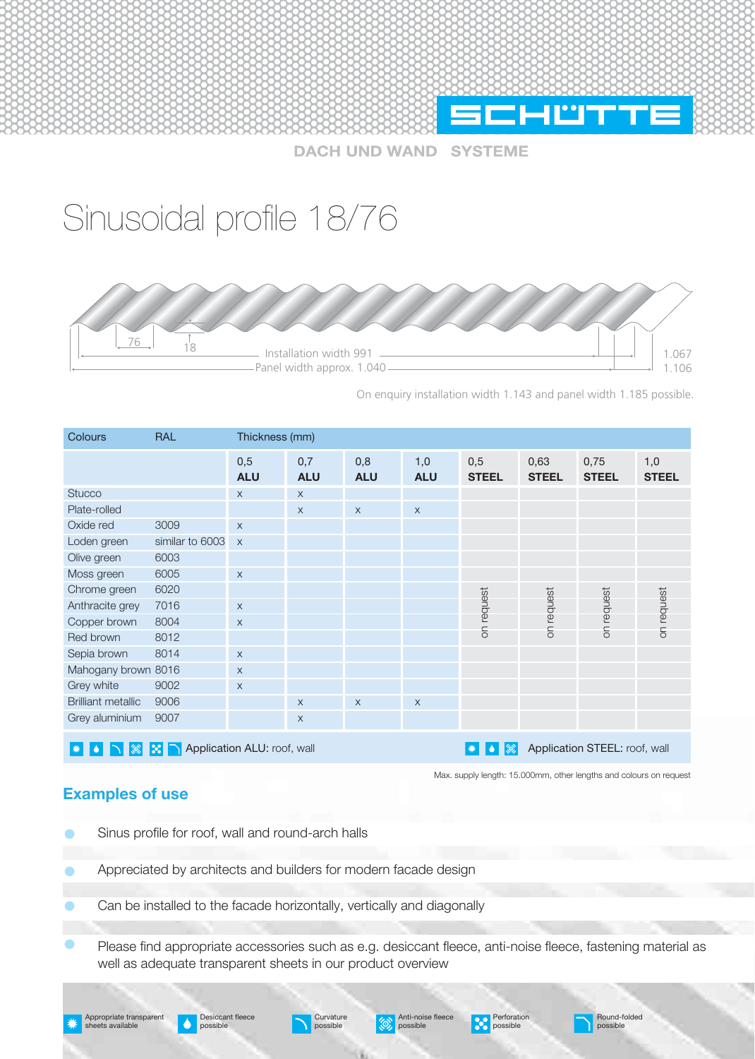SCHÜTTE

DACH UND WAND SYSTEME

# Sinusoidal profile 18/76

76

18

Installation width 991 — 1.067

Panel width approx. 1.040 — 1.106

On enquiry installation width 1.143 and panel width 1.185 possible.

| Colours | RAL | Thickness (mm) | | | | | | | |
|---|---|---|---|---|---|---|---|---|---|
| | | 0,5 **ALU** | 0,7 **ALU** | 0,8 **ALU** | 1,0 **ALU** | 0,5 **STEEL** | 0,63 **STEEL** | 0,75 **STEEL** | 1,0 **STEEL** |
| Stucco | | x | x | | | on request | on request | on request | on request |
| Plate-rolled | | | x | x | x | on request | on request | on request | on request |
| Oxide red | 3009 | x | | | | on request | on request | on request | on request |
| Loden green | similar to 6003 | x | | | | on request | on request | on request | on request |
| Olive green | 6003 | | | | | on request | on request | on request | on request |
| Moss green | 6005 | x | | | | on request | on request | on request | on request |
| Chrome green | 6020 | | | | | on request | on request | on request | on request |
| Anthracite grey | 7016 | x | | | | on request | on request | on request | on request |
| Copper brown | 8004 | x | | | | on request | on request | on request | on request |
| Red brown | 8012 | | | | | on request | on request | on request | on request |
| Sepia brown | 8014 | x | | | | on request | on request | on request | on request |
| Mahogany brown | 8016 | x | | | | on request | on request | on request | on request |
| Grey white | 9002 | x | | | | on request | on request | on request | on request |
| Brilliant metallic | 9006 | | x | x | x | on request | on request | on request | on request |
| Grey aluminium | 9007 | | x | | | on request | on request | on request | on request |

Application ALU: roof, wall — Application STEEL: roof, wall

Max. supply length: 15.000mm, other lengths and colours on request

## Examples of use

- Sinus profile for roof, wall and round-arch halls
- Appreciated by architects and builders for modern facade design
- Can be installed to the facade horizontally, vertically and diagonally
- Please find appropriate accessories such as e.g. desiccant fleece, anti-noise fleece, fastening material as well as adequate transparent sheets in our product overview

Appropriate transparent sheets available | Desiccant fleece possible | Curvature possible | Anti-noise fleece possible | Perforation possible | Round-folded possible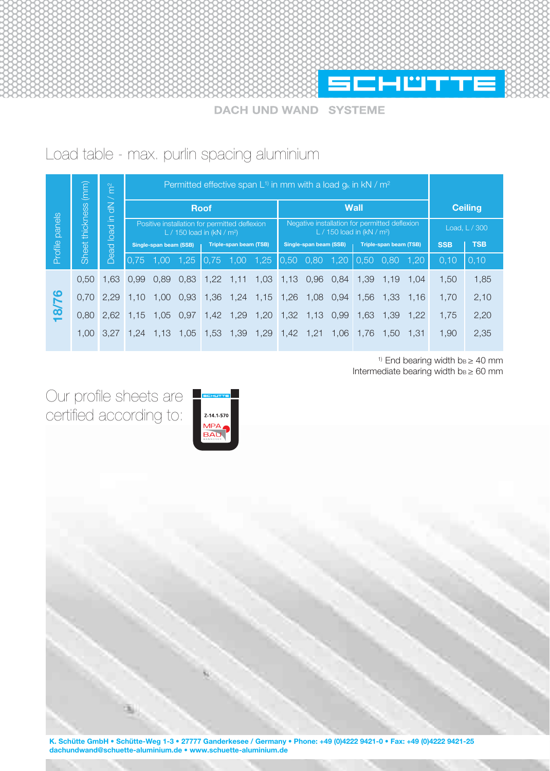SCHÜTTE

DACH UND WAND SYSTEME

# Load table - max. purlin spacing aluminium

| Profile panels | Sheet thickness (mm) | Dead load in dN / m² | Permitted effective span L[1] in mm with a load $g_k$ in kN / m² | | | | | | | | | | | | Ceiling | |
|---|---|---|---|---|---|---|---|---|---|---|---|---|---|---|---|---|
| | | | Roof | | | | | | Wall | | | | | | Ceiling | |
| | | | Positive installation for permitted deflexion L / 150 load in (kN / m²) | | | | | | Negative installation for permitted deflexion L / 150 load in (kN / m²) | | | | | | Load, L / 300 | |
| | | | Single-span beam (SSB) | | | Triple-span beam (TSB) | | | Single-span beam (SSB) | | | Triple-span beam (TSB) | | | SSB | TSB |
| | | | 0,75 | 1,00 | 1,25 | 0,75 | 1,00 | 1,25 | 0,50 | 0,80 | 1,20 | 0,50 | 0,80 | 1,20 | 0,10 | 0,10 |
| 18/76 | 0,50 | 1,63 | 0,99 | 0,89 | 0,83 | 1,22 | 1,11 | 1,03 | 1,13 | 0,96 | 0,84 | 1,39 | 1,19 | 1,04 | 1,50 | 1,85 |
| | 0,70 | 2,29 | 1,10 | 1,00 | 0,93 | 1,36 | 1,24 | 1,15 | 1,26 | 1,08 | 0,94 | 1,56 | 1,33 | 1,16 | 1,70 | 2,10 |
| | 0,80 | 2,62 | 1,15 | 1,05 | 0,97 | 1,42 | 1,29 | 1,20 | 1,32 | 1,13 | 0,99 | 1,63 | 1,39 | 1,22 | 1,75 | 2,20 |
| | 1,00 | 3,27 | 1,24 | 1,13 | 1,05 | 1,53 | 1,39 | 1,29 | 1,42 | 1,21 | 1,06 | 1,76 | 1,50 | 1,31 | 1,90 | 2,35 |

[1] End bearing width $b_B \geq 40$ mm
Intermediate bearing width $b_B \geq 60$ mm

Our profile sheets are certified according to:

SCHÜTTE Z-14.1-570 MPA BAU HANNOVER

**K. Schütte GmbH • Schütte-Weg 1-3 • 27777 Ganderkesee / Germany • Phone: +49 (0)4222 9421-0 • Fax: +49 (0)4222 9421-25**
**dachundwand@schuette-aluminium.de • www.schuette-aluminium.de**